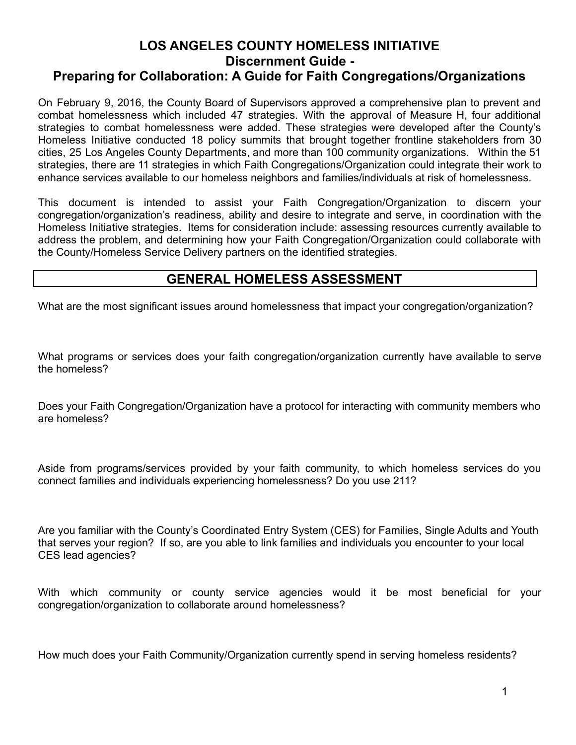# LOS ANGELES COUNTY HOMELESS INITIATIVE

## Discernment Guide -

## Preparing for Collaboration: A Guide for Faith Congregations/Organizations

On February 9, 2016, the County Board of Supervisors approved a comprehensive plan to prevent and combat homelessness which included 47 strategies. With the approval of Measure H, four additional strategies to combat homelessness were added. These strategies were developed after the County's Homeless Initiative conducted 18 policy summits that brought together frontline stakeholders from 30 cities, 25 Los Angeles County Departments, and more than 100 community organizations. Within the 51 strategies, there are 11 strategies in which Faith Congregations/Organization could integrate their work to enhance services available to our homeless neighbors and families/individuals at risk of homelessness.

This document is intended to assist your Faith Congregation/Organization to discern your congregation/organization's readiness, ability and desire to integrate and serve, in coordination with the Homeless Initiative strategies. Items for consideration include: assessing resources currently available to address the problem, and determining how your Faith Congregation/Organization could collaborate with the County/Homeless Service Delivery partners on the identified strategies.

## GENERAL HOMELESS ASSESSMENT

What are the most significant issues around homelessness that impact your congregation/organization?

What programs or services does your faith congregation/organization currently have available to serve the homeless?

Does your Faith Congregation/Organization have a protocol for interacting with community members who are homeless?

Aside from programs/services provided by your faith community, to which homeless services do you connect families and individuals experiencing homelessness? Do you use 211?

Are you familiar with the County's Coordinated Entry System (CES) for Families, Single Adults and Youth that serves your region? If so, are you able to link families and individuals you encounter to your local CES lead agencies?

With which community or county service agencies would it be most beneficial for your congregation/organization to collaborate around homelessness?

How much does your Faith Community/Organization currently spend in serving homeless residents?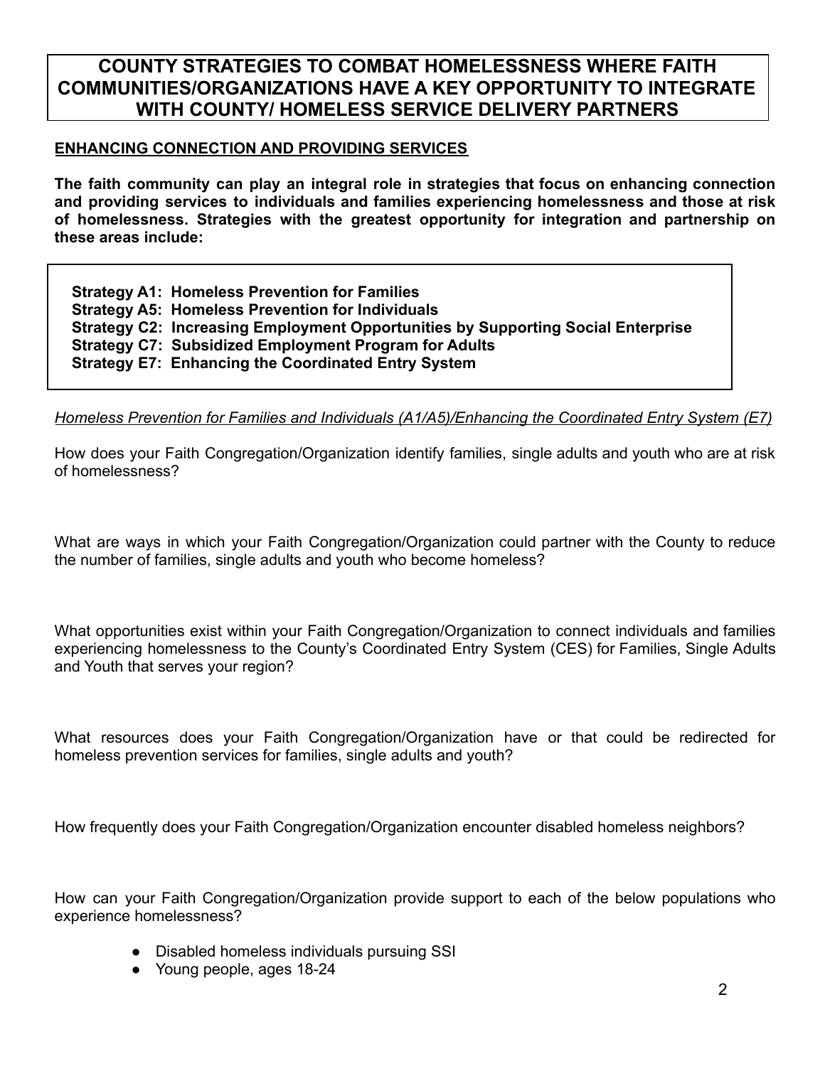# COUNTY STRATEGIES TO COMBAT HOMELESSNESS WHERE FAITH COMMUNITIES/ORGANIZATIONS HAVE A KEY OPPORTUNITY TO INTEGRATE WITH COUNTY/ HOMELESS SERVICE DELIVERY PARTNERS

## ENHANCING CONNECTION AND PROVIDING SERVICES

**The faith community can play an integral role in strategies that focus on enhancing connection and providing services to individuals and families experiencing homelessness and those at risk of homelessness. Strategies with the greatest opportunity for integration and partnership on these areas include:**

**Strategy A1: Homeless Prevention for Families**
**Strategy A5: Homeless Prevention for Individuals**
**Strategy C2: Increasing Employment Opportunities by Supporting Social Enterprise**
**Strategy C7: Subsidized Employment Program for Adults**
**Strategy E7: Enhancing the Coordinated Entry System**

*Homeless Prevention for Families and Individuals (A1/A5)/Enhancing the Coordinated Entry System (E7)*

How does your Faith Congregation/Organization identify families, single adults and youth who are at risk of homelessness?

What are ways in which your Faith Congregation/Organization could partner with the County to reduce the number of families, single adults and youth who become homeless?

What opportunities exist within your Faith Congregation/Organization to connect individuals and families experiencing homelessness to the County's Coordinated Entry System (CES) for Families, Single Adults and Youth that serves your region?

What resources does your Faith Congregation/Organization have or that could be redirected for homeless prevention services for families, single adults and youth?

How frequently does your Faith Congregation/Organization encounter disabled homeless neighbors?

How can your Faith Congregation/Organization provide support to each of the below populations who experience homelessness?

- Disabled homeless individuals pursuing SSI
- Young people, ages 18-24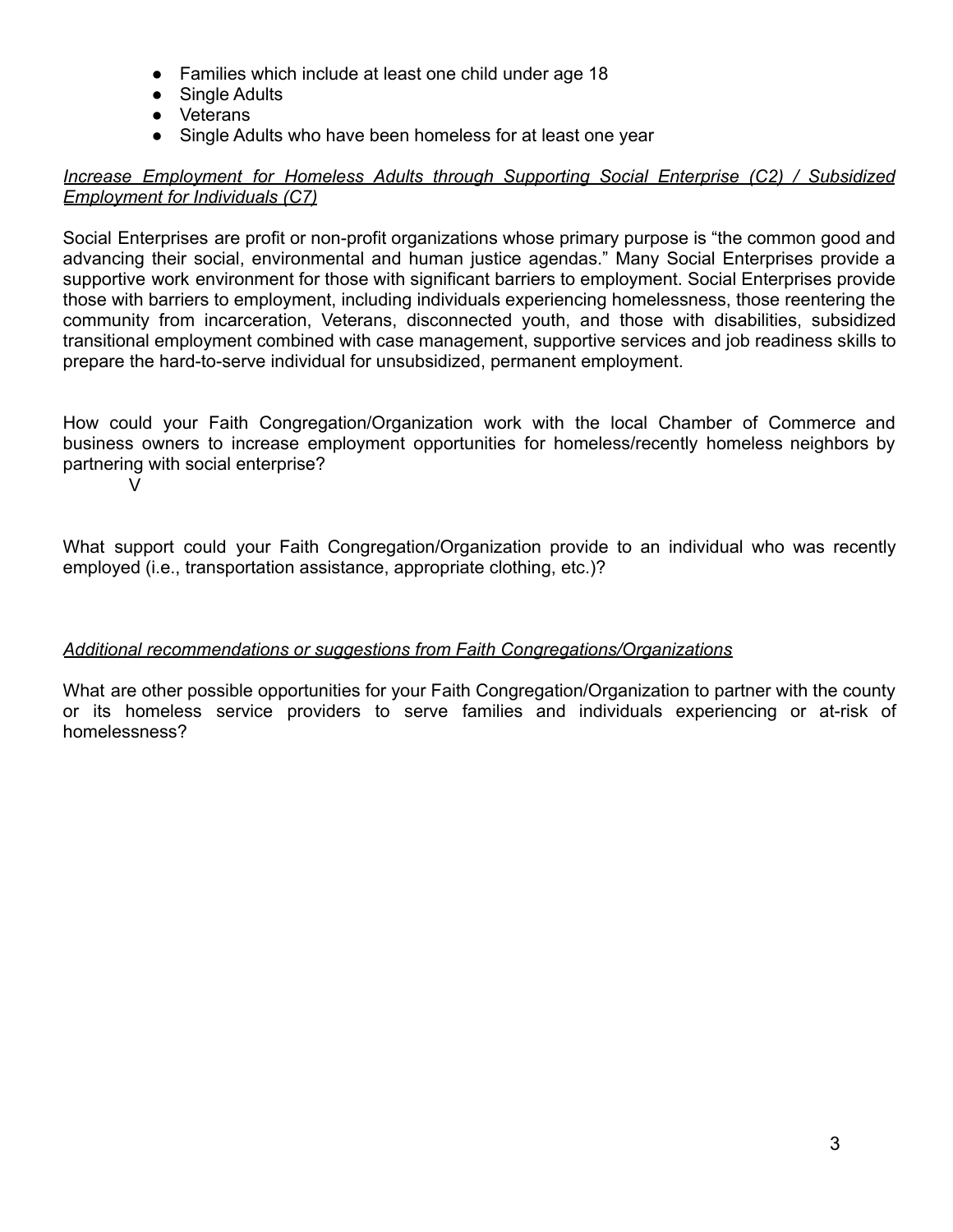- Families which include at least one child under age 18
- Single Adults
- Veterans
- Single Adults who have been homeless for at least one year

*Increase Employment for Homeless Adults through Supporting Social Enterprise (C2) / Subsidized Employment for Individuals (C7)*

Social Enterprises are profit or non-profit organizations whose primary purpose is "the common good and advancing their social, environmental and human justice agendas." Many Social Enterprises provide a supportive work environment for those with significant barriers to employment. Social Enterprises provide those with barriers to employment, including individuals experiencing homelessness, those reentering the community from incarceration, Veterans, disconnected youth, and those with disabilities, subsidized transitional employment combined with case management, supportive services and job readiness skills to prepare the hard-to-serve individual for unsubsidized, permanent employment.

How could your Faith Congregation/Organization work with the local Chamber of Commerce and business owners to increase employment opportunities for homeless/recently homeless neighbors by partnering with social enterprise?

V

What support could your Faith Congregation/Organization provide to an individual who was recently employed (i.e., transportation assistance, appropriate clothing, etc.)?

*Additional recommendations or suggestions from Faith Congregations/Organizations*

What are other possible opportunities for your Faith Congregation/Organization to partner with the county or its homeless service providers to serve families and individuals experiencing or at-risk of homelessness?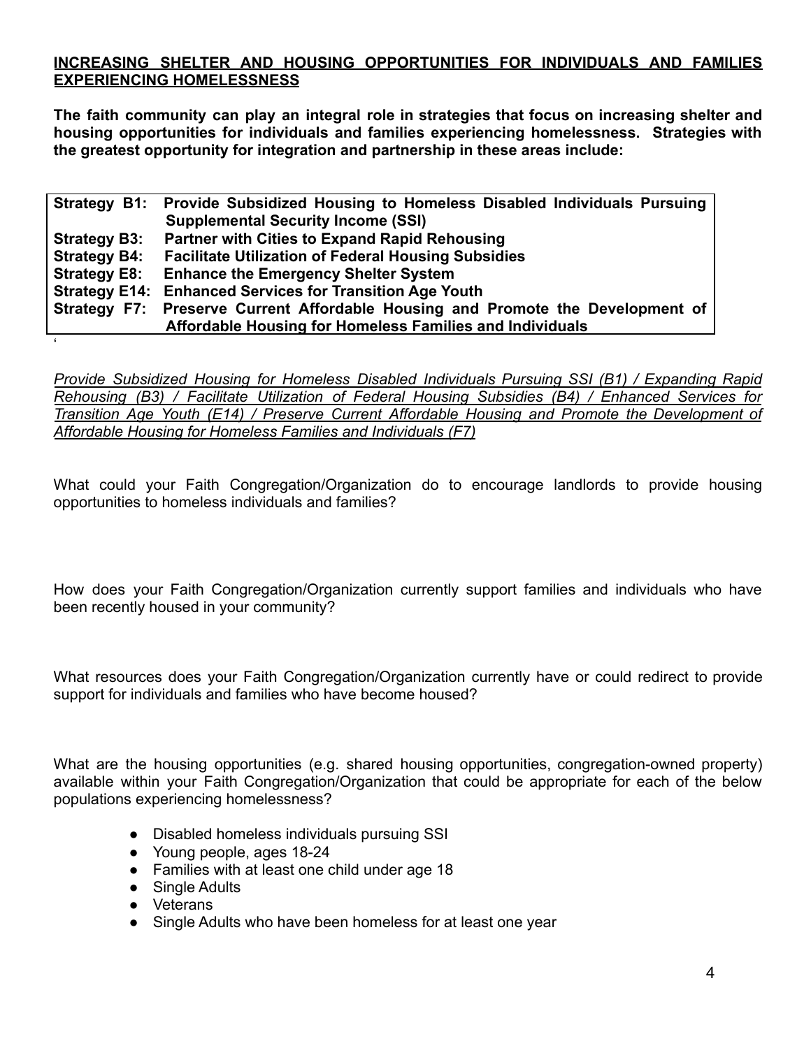**INCREASING SHELTER AND HOUSING OPPORTUNITIES FOR INDIVIDUALS AND FAMILIES EXPERIENCING HOMELESSNESS**

**The faith community can play an integral role in strategies that focus on increasing shelter and housing opportunities for individuals and families experiencing homelessness. Strategies with the greatest opportunity for integration and partnership in these areas include:**

| | |
|---|---|
| **Strategy B1:** | **Provide Subsidized Housing to Homeless Disabled Individuals Pursuing Supplemental Security Income (SSI)** |
| **Strategy B3:** | **Partner with Cities to Expand Rapid Rehousing** |
| **Strategy B4:** | **Facilitate Utilization of Federal Housing Subsidies** |
| **Strategy E8:** | **Enhance the Emergency Shelter System** |
| **Strategy E14:** | **Enhanced Services for Transition Age Youth** |
| **Strategy F7:** | **Preserve Current Affordable Housing and Promote the Development of Affordable Housing for Homeless Families and Individuals** |

‘

*Provide Subsidized Housing for Homeless Disabled Individuals Pursuing SSI (B1) / Expanding Rapid Rehousing (B3) / Facilitate Utilization of Federal Housing Subsidies (B4) / Enhanced Services for Transition Age Youth (E14) / Preserve Current Affordable Housing and Promote the Development of Affordable Housing for Homeless Families and Individuals (F7)*

What could your Faith Congregation/Organization do to encourage landlords to provide housing opportunities to homeless individuals and families?

How does your Faith Congregation/Organization currently support families and individuals who have been recently housed in your community?

What resources does your Faith Congregation/Organization currently have or could redirect to provide support for individuals and families who have become housed?

What are the housing opportunities (e.g. shared housing opportunities, congregation-owned property) available within your Faith Congregation/Organization that could be appropriate for each of the below populations experiencing homelessness?

- Disabled homeless individuals pursuing SSI
- Young people, ages 18-24
- Families with at least one child under age 18
- Single Adults
- Veterans
- Single Adults who have been homeless for at least one year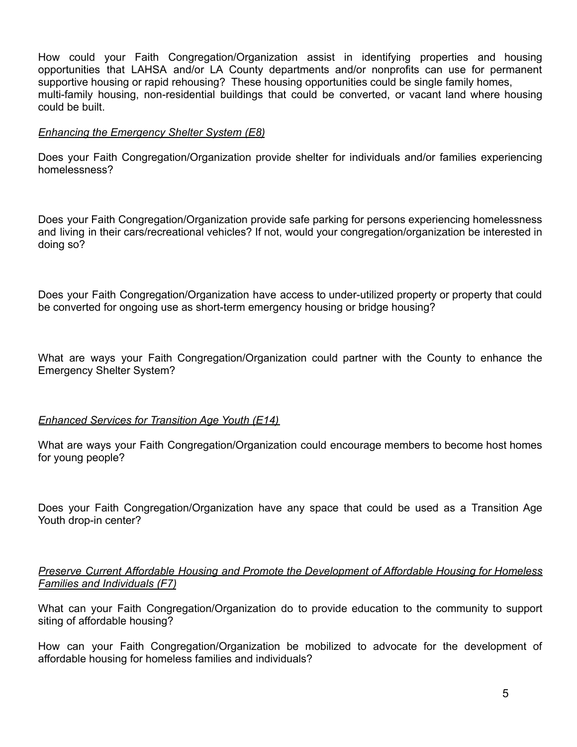How could your Faith Congregation/Organization assist in identifying properties and housing opportunities that LAHSA and/or LA County departments and/or nonprofits can use for permanent supportive housing or rapid rehousing? These housing opportunities could be single family homes, multi-family housing, non-residential buildings that could be converted, or vacant land where housing could be built.

*Enhancing the Emergency Shelter System (E8)*

Does your Faith Congregation/Organization provide shelter for individuals and/or families experiencing homelessness?

Does your Faith Congregation/Organization provide safe parking for persons experiencing homelessness and living in their cars/recreational vehicles? If not, would your congregation/organization be interested in doing so?

Does your Faith Congregation/Organization have access to under-utilized property or property that could be converted for ongoing use as short-term emergency housing or bridge housing?

What are ways your Faith Congregation/Organization could partner with the County to enhance the Emergency Shelter System?

*Enhanced Services for Transition Age Youth (E14)*

What are ways your Faith Congregation/Organization could encourage members to become host homes for young people?

Does your Faith Congregation/Organization have any space that could be used as a Transition Age Youth drop-in center?

*Preserve Current Affordable Housing and Promote the Development of Affordable Housing for Homeless Families and Individuals (F7)*

What can your Faith Congregation/Organization do to provide education to the community to support siting of affordable housing?

How can your Faith Congregation/Organization be mobilized to advocate for the development of affordable housing for homeless families and individuals?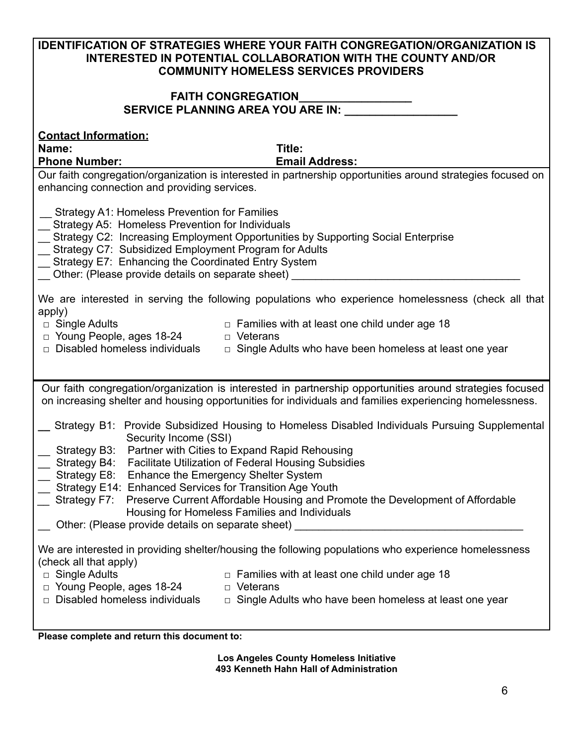**IDENTIFICATION OF STRATEGIES WHERE YOUR FAITH CONGREGATION/ORGANIZATION IS INTERESTED IN POTENTIAL COLLABORATION WITH THE COUNTY AND/OR COMMUNITY HOMELESS SERVICES PROVIDERS**

**FAITH CONGREGATION_________________**
**SERVICE PLANNING AREA YOU ARE IN: _________________**

**Contact Information:**

**Name:** **Title:**

**Phone Number:** **Email Address:**

Our faith congregation/organization is interested in partnership opportunities around strategies focused on enhancing connection and providing services.

__ Strategy A1: Homeless Prevention for Families
__ Strategy A5: Homeless Prevention for Individuals
__ Strategy C2: Increasing Employment Opportunities by Supporting Social Enterprise
__ Strategy C7: Subsidized Employment Program for Adults
__ Strategy E7: Enhancing the Coordinated Entry System
__ Other: (Please provide details on separate sheet) _____________________________________

We are interested in serving the following populations who experience homelessness (check all that apply)

- □ Single Adults
- □ Families with at least one child under age 18
- □ Young People, ages 18-24
- □ Veterans
- □ Disabled homeless individuals
- □ Single Adults who have been homeless at least one year

Our faith congregation/organization is interested in partnership opportunities around strategies focused on increasing shelter and housing opportunities for individuals and families experiencing homelessness.

__ Strategy B1: Provide Subsidized Housing to Homeless Disabled Individuals Pursuing Supplemental Security Income (SSI)
__ Strategy B3: Partner with Cities to Expand Rapid Rehousing
__ Strategy B4: Facilitate Utilization of Federal Housing Subsidies
__ Strategy E8: Enhance the Emergency Shelter System
__ Strategy E14: Enhanced Services for Transition Age Youth
__ Strategy F7: Preserve Current Affordable Housing and Promote the Development of Affordable Housing for Homeless Families and Individuals
__ Other: (Please provide details on separate sheet) _____________________________________

We are interested in providing shelter/housing the following populations who experience homelessness (check all that apply)

- □ Single Adults
- □ Families with at least one child under age 18
- □ Young People, ages 18-24
- □ Veterans
- □ Disabled homeless individuals
- □ Single Adults who have been homeless at least one year

**Please complete and return this document to:**

**Los Angeles County Homeless Initiative**
**493 Kenneth Hahn Hall of Administration**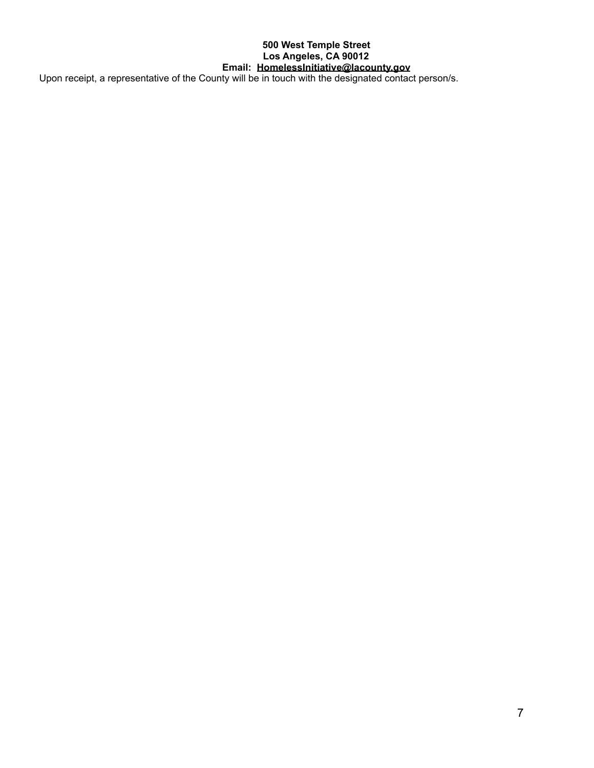**500 West Temple Street**
**Los Angeles, CA 90012**
**Email: HomelessInitiative@lacounty.gov**

Upon receipt, a representative of the County will be in touch with the designated contact person/s.